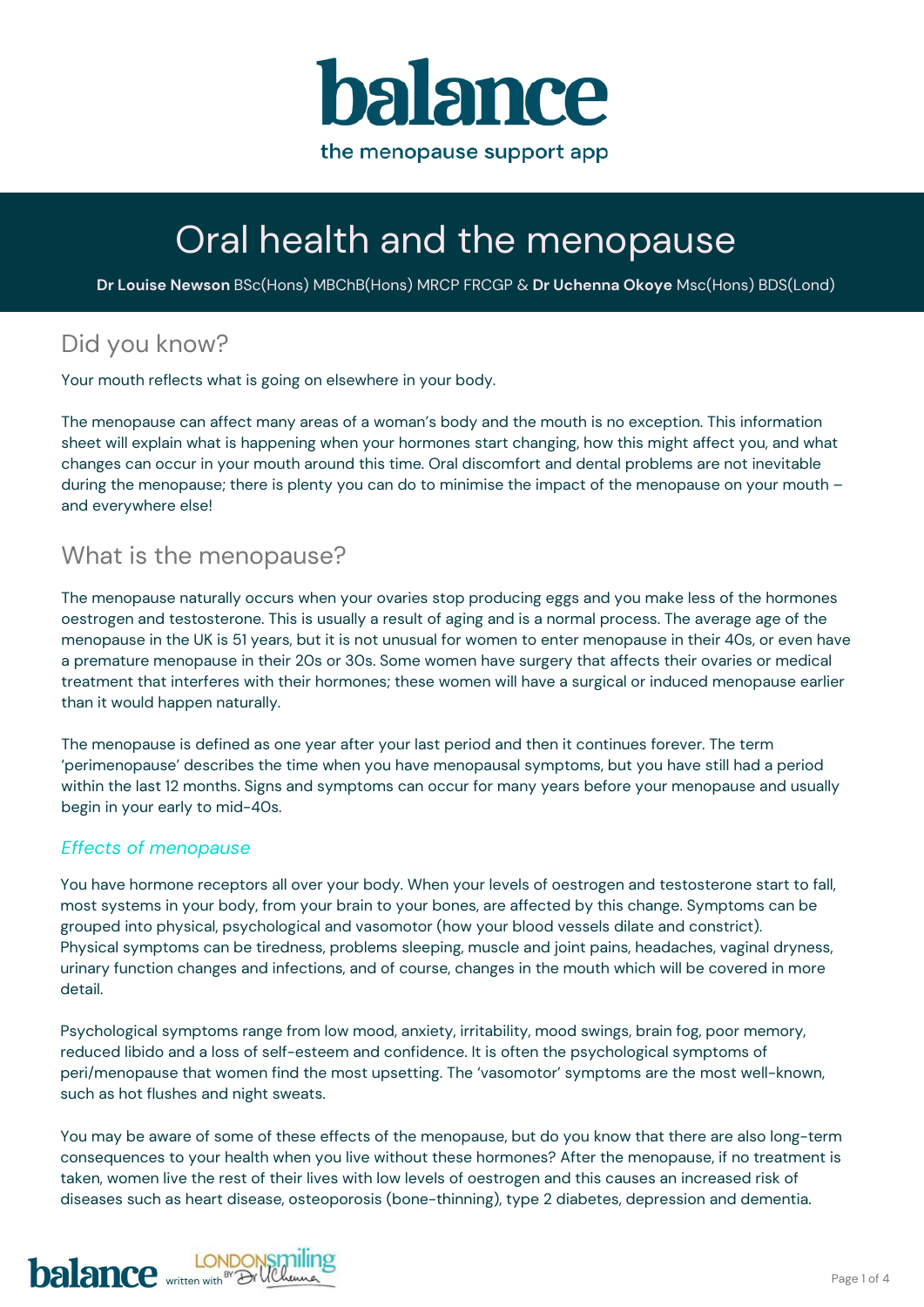# balance

the menopause support app

# Oral health and the menopause

**Dr Louise Newson** BSc(Hons) MBChB(Hons) MRCP FRCGP & **Dr Uchenna Okoye** Msc(Hons) BDS(Lond)

## Did you know?

Your mouth reflects what is going on elsewhere in your body.

The menopause can affect many areas of a woman's body and the mouth is no exception. This information sheet will explain what is happening when your hormones start changing, how this might affect you, and what changes can occur in your mouth around this time. Oral discomfort and dental problems are not inevitable during the menopause; there is plenty you can do to minimise the impact of the menopause on your mouth – and everywhere else!

## What is the menopause?

The menopause naturally occurs when your ovaries stop producing eggs and you make less of the hormones oestrogen and testosterone. This is usually a result of aging and is a normal process. The average age of the menopause in the UK is 51 years, but it is not unusual for women to enter menopause in their 40s, or even have a premature menopause in their 20s or 30s. Some women have surgery that affects their ovaries or medical treatment that interferes with their hormones; these women will have a surgical or induced menopause earlier than it would happen naturally.

The menopause is defined as one year after your last period and then it continues forever. The term 'perimenopause' describes the time when you have menopausal symptoms, but you have still had a period within the last 12 months. Signs and symptoms can occur for many years before your menopause and usually begin in your early to mid-40s.

### *Effects of menopause*

You have hormone receptors all over your body. When your levels of oestrogen and testosterone start to fall, most systems in your body, from your brain to your bones, are affected by this change. Symptoms can be grouped into physical, psychological and vasomotor (how your blood vessels dilate and constrict). Physical symptoms can be tiredness, problems sleeping, muscle and joint pains, headaches, vaginal dryness, urinary function changes and infections, and of course, changes in the mouth which will be covered in more detail.

Psychological symptoms range from low mood, anxiety, irritability, mood swings, brain fog, poor memory, reduced libido and a loss of self-esteem and confidence. It is often the psychological symptoms of peri/menopause that women find the most upsetting. The 'vasomotor' symptoms are the most well-known, such as hot flushes and night sweats.

You may be aware of some of these effects of the menopause, but do you know that there are also long-term consequences to your health when you live without these hormones? After the menopause, if no treatment is taken, women live the rest of their lives with low levels of oestrogen and this causes an increased risk of diseases such as heart disease, osteoporosis (bone-thinning), type 2 diabetes, depression and dementia.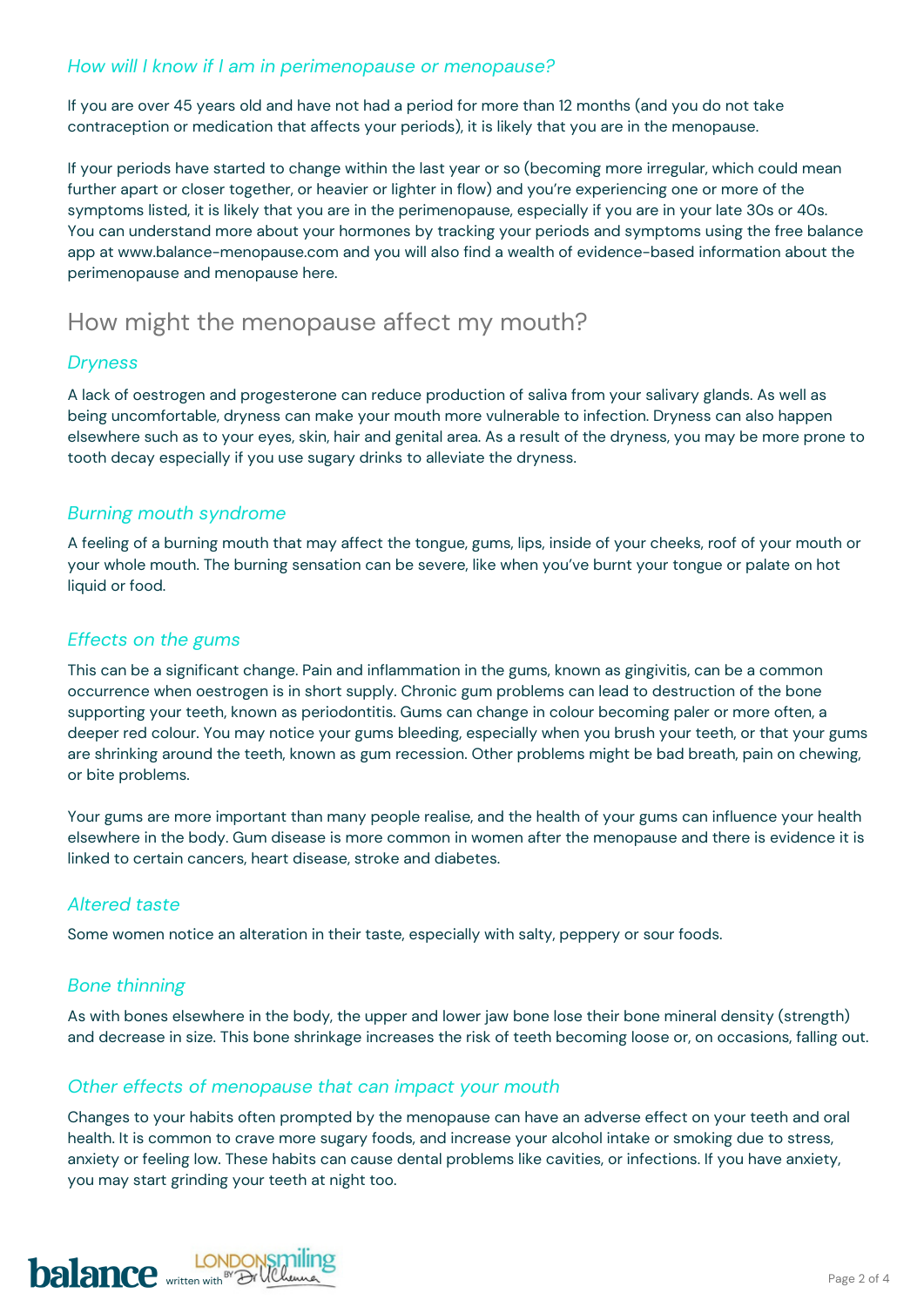### *How will I know if I am in perimenopause or menopause?*

If you are over 45 years old and have not had a period for more than 12 months (and you do not take contraception or medication that affects your periods), it is likely that you are in the menopause.

If your periods have started to change within the last year or so (becoming more irregular, which could mean further apart or closer together, or heavier or lighter in flow) and you're experiencing one or more of the symptoms listed, it is likely that you are in the perimenopause, especially if you are in your late 30s or 40s. You can understand more about your hormones by tracking your periods and symptoms using the free balance app at www.balance-menopause.com and you will also find a wealth of evidence-based information about the perimenopause and menopause here.

## How might the menopause affect my mouth?

### *Dryness*

A lack of oestrogen and progesterone can reduce production of saliva from your salivary glands. As well as being uncomfortable, dryness can make your mouth more vulnerable to infection. Dryness can also happen elsewhere such as to your eyes, skin, hair and genital area. As a result of the dryness, you may be more prone to tooth decay especially if you use sugary drinks to alleviate the dryness.

### *Burning mouth syndrome*

A feeling of a burning mouth that may affect the tongue, gums, lips, inside of your cheeks, roof of your mouth or your whole mouth. The burning sensation can be severe, like when you've burnt your tongue or palate on hot liquid or food.

### *Effects on the gums*

This can be a significant change. Pain and inflammation in the gums, known as gingivitis, can be a common occurrence when oestrogen is in short supply. Chronic gum problems can lead to destruction of the bone supporting your teeth, known as periodontitis. Gums can change in colour becoming paler or more often, a deeper red colour. You may notice your gums bleeding, especially when you brush your teeth, or that your gums are shrinking around the teeth, known as gum recession. Other problems might be bad breath, pain on chewing, or bite problems.

Your gums are more important than many people realise, and the health of your gums can influence your health elsewhere in the body. Gum disease is more common in women after the menopause and there is evidence it is linked to certain cancers, heart disease, stroke and diabetes.

### *Altered taste*

Some women notice an alteration in their taste, especially with salty, peppery or sour foods.

### *Bone thinning*

As with bones elsewhere in the body, the upper and lower jaw bone lose their bone mineral density (strength) and decrease in size. This bone shrinkage increases the risk of teeth becoming loose or, on occasions, falling out.

### *Other effects of menopause that can impact your mouth*

Changes to your habits often prompted by the menopause can have an adverse effect on your teeth and oral health. It is common to crave more sugary foods, and increase your alcohol intake or smoking due to stress, anxiety or feeling low. These habits can cause dental problems like cavities, or infections. If you have anxiety, you may start grinding your teeth at night too.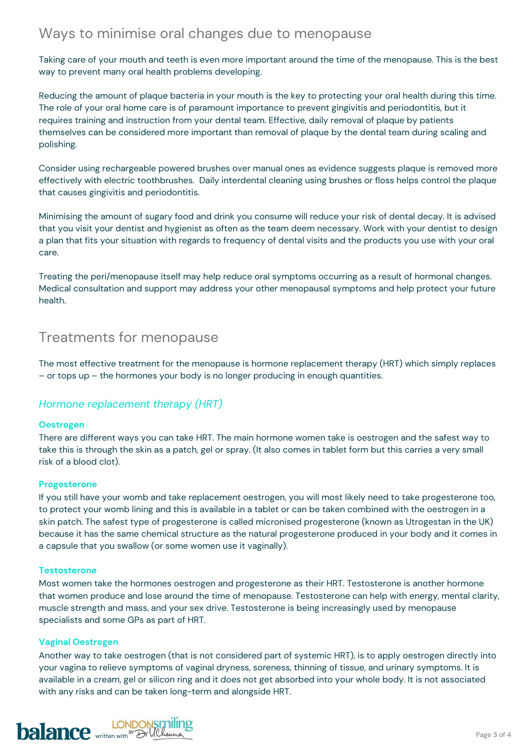## Ways to minimise oral changes due to menopause

Taking care of your mouth and teeth is even more important around the time of the menopause. This is the best way to prevent many oral health problems developing.

Reducing the amount of plaque bacteria in your mouth is the key to protecting your oral health during this time. The role of your oral home care is of paramount importance to prevent gingivitis and periodontitis, but it requires training and instruction from your dental team. Effective, daily removal of plaque by patients themselves can be considered more important than removal of plaque by the dental team during scaling and polishing.

Consider using rechargeable powered brushes over manual ones as evidence suggests plaque is removed more effectively with electric toothbrushes. Daily interdental cleaning using brushes or floss helps control the plaque that causes gingivitis and periodontitis.

Minimising the amount of sugary food and drink you consume will reduce your risk of dental decay. It is advised that you visit your dentist and hygienist as often as the team deem necessary. Work with your dentist to design a plan that fits your situation with regards to frequency of dental visits and the products you use with your oral care.

Treating the peri/menopause itself may help reduce oral symptoms occurring as a result of hormonal changes. Medical consultation and support may address your other menopausal symptoms and help protect your future health.

## Treatments for menopause

The most effective treatment for the menopause is hormone replacement therapy (HRT) which simply replaces – or tops up – the hormones your body is no longer producing in enough quantities.

### *Hormone replacement therapy (HRT)*

**Oestrogen**

There are different ways you can take HRT. The main hormone women take is oestrogen and the safest way to take this is through the skin as a patch, gel or spray. (It also comes in tablet form but this carries a very small risk of a blood clot).

**Progesterone**

If you still have your womb and take replacement oestrogen, you will most likely need to take progesterone too, to protect your womb lining and this is available in a tablet or can be taken combined with the oestrogen in a skin patch. The safest type of progesterone is called micronised progesterone (known as Utrogestan in the UK) because it has the same chemical structure as the natural progesterone produced in your body and it comes in a capsule that you swallow (or some women use it vaginally).

**Testosterone**

Most women take the hormones oestrogen and progesterone as their HRT. Testosterone is another hormone that women produce and lose around the time of menopause. Testosterone can help with energy, mental clarity, muscle strength and mass, and your sex drive. Testosterone is being increasingly used by menopause specialists and some GPs as part of HRT.

**Vaginal Oestrogen**

Another way to take oestrogen (that is not considered part of systemic HRT), is to apply oestrogen directly into your vagina to relieve symptoms of vaginal dryness, soreness, thinning of tissue, and urinary symptoms. It is available in a cream, gel or silicon ring and it does not get absorbed into your whole body. It is not associated with any risks and can be taken long-term and alongside HRT.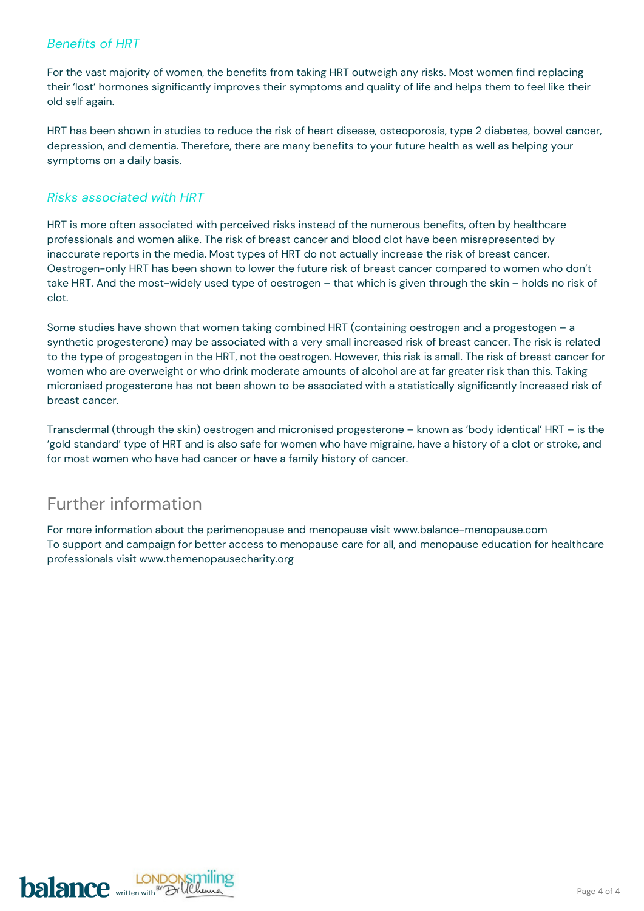### *Benefits of HRT*

For the vast majority of women, the benefits from taking HRT outweigh any risks. Most women find replacing their 'lost' hormones significantly improves their symptoms and quality of life and helps them to feel like their old self again.

HRT has been shown in studies to reduce the risk of heart disease, osteoporosis, type 2 diabetes, bowel cancer, depression, and dementia. Therefore, there are many benefits to your future health as well as helping your symptoms on a daily basis.

### *Risks associated with HRT*

HRT is more often associated with perceived risks instead of the numerous benefits, often by healthcare professionals and women alike. The risk of breast cancer and blood clot have been misrepresented by inaccurate reports in the media. Most types of HRT do not actually increase the risk of breast cancer. Oestrogen-only HRT has been shown to lower the future risk of breast cancer compared to women who don't take HRT. And the most-widely used type of oestrogen – that which is given through the skin – holds no risk of clot.

Some studies have shown that women taking combined HRT (containing oestrogen and a progestogen – a synthetic progesterone) may be associated with a very small increased risk of breast cancer. The risk is related to the type of progestogen in the HRT, not the oestrogen. However, this risk is small. The risk of breast cancer for women who are overweight or who drink moderate amounts of alcohol are at far greater risk than this. Taking micronised progesterone has not been shown to be associated with a statistically significantly increased risk of breast cancer.

Transdermal (through the skin) oestrogen and micronised progesterone – known as 'body identical' HRT – is the 'gold standard' type of HRT and is also safe for women who have migraine, have a history of a clot or stroke, and for most women who have had cancer or have a family history of cancer.

## Further information

For more information about the perimenopause and menopause visit www.balance-menopause.com
To support and campaign for better access to menopause care for all, and menopause education for healthcare professionals visit www.themenopausecharity.org